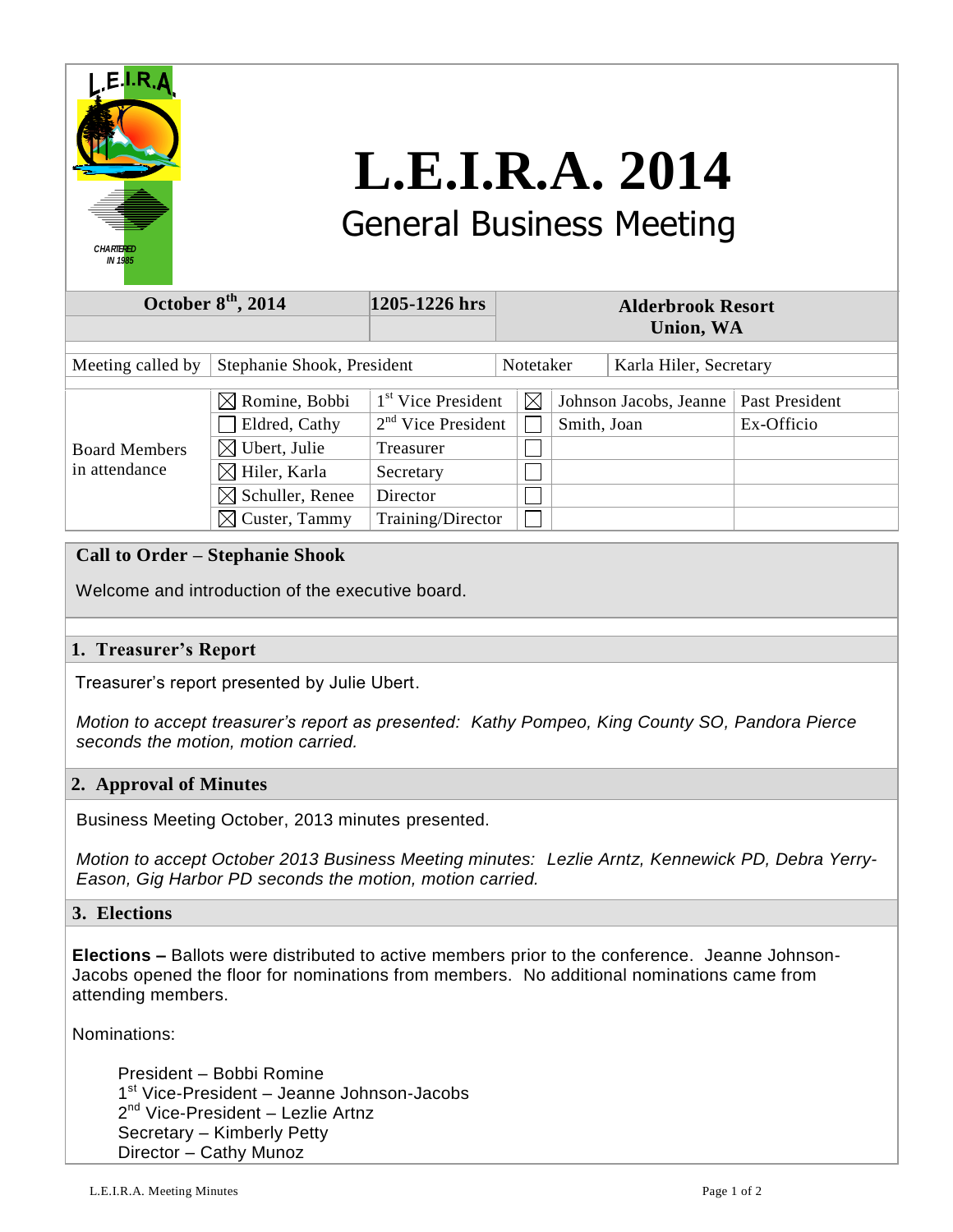# L.E.I.R.A. 2014

## General Business Meeting

| October 8th, 2014 | 1205-1226 hrs | Alderbrook Resort Union, WA |
|---|---|---|

| Meeting called by | Stephanie Shook, President | Notetaker | Karla Hiler, Secretary |
|---|---|---|---|

| Board Members in attendance | | | | | |
|---|---|---|---|---|---|
| | ☒ Romine, Bobbi | 1st Vice President | ☒ | Johnson Jacobs, Jeanne | Past President |
| | ☐ Eldred, Cathy | 2nd Vice President | ☐ | Smith, Joan | Ex-Officio |
| | ☒ Ubert, Julie | Treasurer | ☐ | | |
| | ☒ Hiler, Karla | Secretary | ☐ | | |
| | ☒ Schuller, Renee | Director | ☐ | | |
| | ☒ Custer, Tammy | Training/Director | ☐ | | |

### Call to Order – Stephanie Shook

Welcome and introduction of the executive board.

### 1. Treasurer's Report

Treasurer's report presented by Julie Ubert.

*Motion to accept treasurer's report as presented: Kathy Pompeo, King County SO, Pandora Pierce seconds the motion, motion carried.*

### 2. Approval of Minutes

Business Meeting October, 2013 minutes presented.

*Motion to accept October 2013 Business Meeting minutes: Lezlie Arntz, Kennewick PD, Debra Yerry-Eason, Gig Harbor PD seconds the motion, motion carried.*

### 3. Elections

**Elections –** Ballots were distributed to active members prior to the conference. Jeanne Johnson-Jacobs opened the floor for nominations from members. No additional nominations came from attending members.

Nominations:

President – Bobbi Romine
1st Vice-President – Jeanne Johnson-Jacobs
2nd Vice-President – Lezlie Artnz
Secretary – Kimberly Petty
Director – Cathy Munoz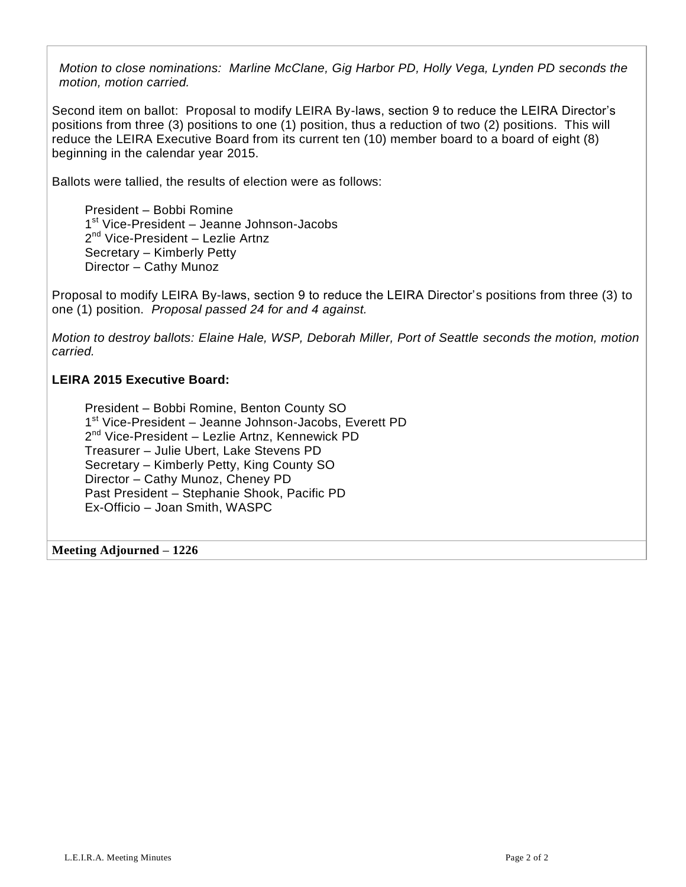*Motion to close nominations: Marline McClane, Gig Harbor PD, Holly Vega, Lynden PD seconds the motion, motion carried.*

Second item on ballot: Proposal to modify LEIRA By-laws, section 9 to reduce the LEIRA Director's positions from three (3) positions to one (1) position, thus a reduction of two (2) positions. This will reduce the LEIRA Executive Board from its current ten (10) member board to a board of eight (8) beginning in the calendar year 2015.

Ballots were tallied, the results of election were as follows:

President – Bobbi Romine
1st Vice-President – Jeanne Johnson-Jacobs
2nd Vice-President – Lezlie Artnz
Secretary – Kimberly Petty
Director – Cathy Munoz

Proposal to modify LEIRA By-laws, section 9 to reduce the LEIRA Director's positions from three (3) to one (1) position. *Proposal passed 24 for and 4 against.*

*Motion to destroy ballots: Elaine Hale, WSP, Deborah Miller, Port of Seattle seconds the motion, motion carried.*

**LEIRA 2015 Executive Board:**

President – Bobbi Romine, Benton County SO
1st Vice-President – Jeanne Johnson-Jacobs, Everett PD
2nd Vice-President – Lezlie Artnz, Kennewick PD
Treasurer – Julie Ubert, Lake Stevens PD
Secretary – Kimberly Petty, King County SO
Director – Cathy Munoz, Cheney PD
Past President – Stephanie Shook, Pacific PD
Ex-Officio – Joan Smith, WASPC

**Meeting Adjourned – 1226**